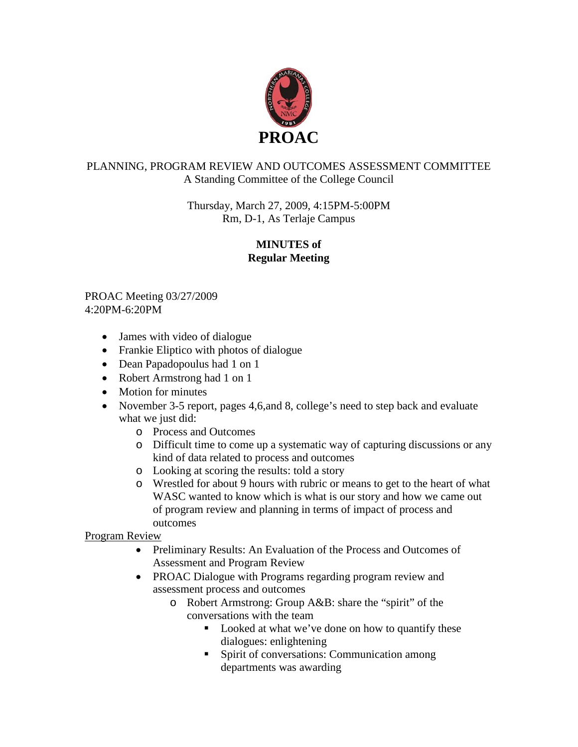# PROAC

PLANNING, PROGRAM REVIEW AND OUTCOMES ASSESSMENT COMMITTEE
A Standing Committee of the College Council

Thursday, March 27, 2009, 4:15PM-5:00PM
Rm, D-1, As Terlaje Campus

**MINUTES of**
**Regular Meeting**

PROAC Meeting 03/27/2009
4:20PM-6:20PM

- James with video of dialogue
- Frankie Eliptico with photos of dialogue
- Dean Papadopoulus had 1 on 1
- Robert Armstrong had 1 on 1
- Motion for minutes
- November 3-5 report, pages 4,6,and 8, college's need to step back and evaluate what we just did:
  - Process and Outcomes
  - Difficult time to come up a systematic way of capturing discussions or any kind of data related to process and outcomes
  - Looking at scoring the results: told a story
  - Wrestled for about 9 hours with rubric or means to get to the heart of what WASC wanted to know which is what is our story and how we came out of program review and planning in terms of impact of process and outcomes

<u>Program Review</u>

- Preliminary Results: An Evaluation of the Process and Outcomes of Assessment and Program Review
- PROAC Dialogue with Programs regarding program review and assessment process and outcomes
  - Robert Armstrong: Group A&B: share the "spirit" of the conversations with the team
    - Looked at what we've done on how to quantify these dialogues: enlightening
    - Spirit of conversations: Communication among departments was awarding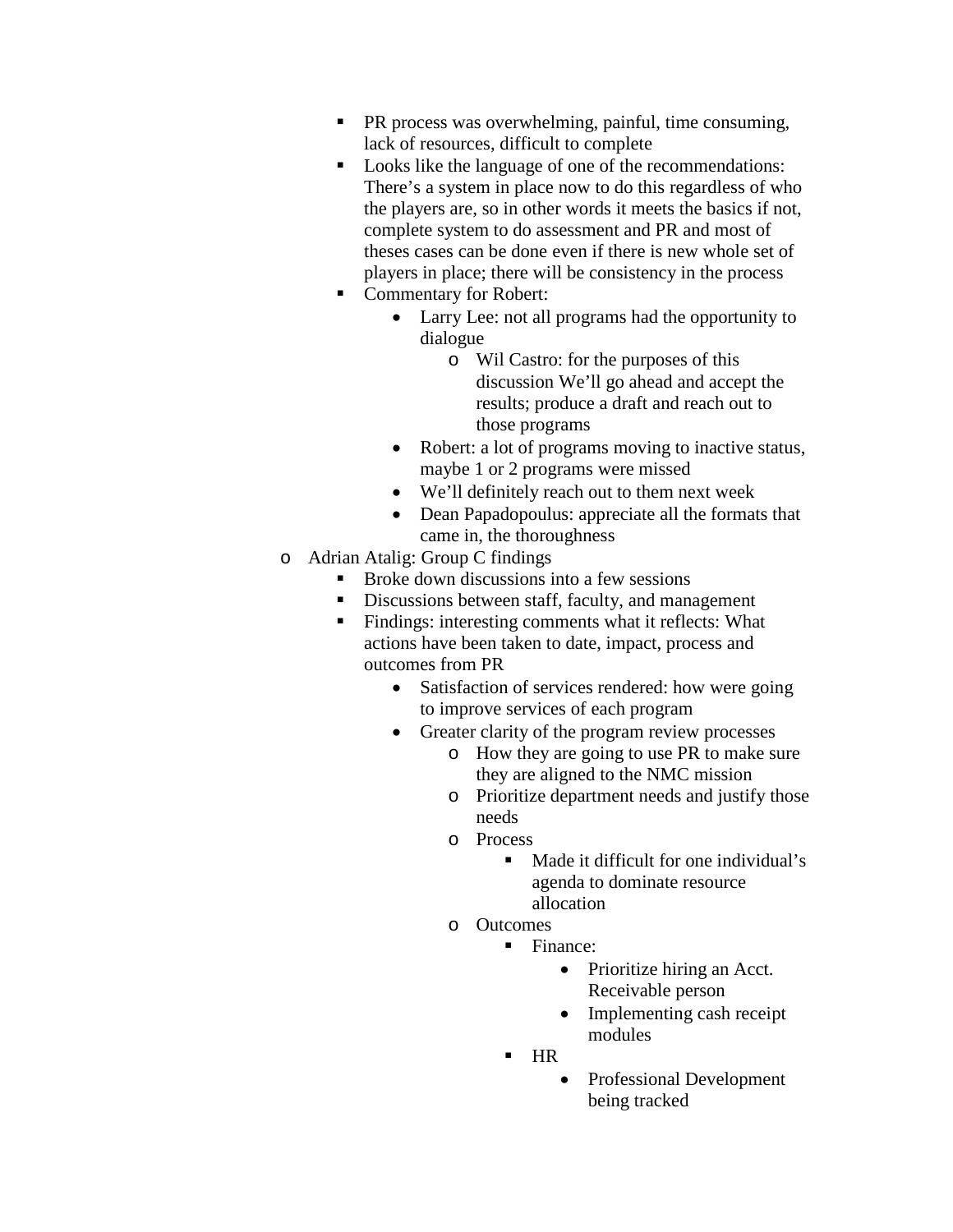- PR process was overwhelming, painful, time consuming, lack of resources, difficult to complete
    - Looks like the language of one of the recommendations: There's a system in place now to do this regardless of who the players are, so in other words it meets the basics if not, complete system to do assessment and PR and most of theses cases can be done even if there is new whole set of players in place; there will be consistency in the process
    - Commentary for Robert:
      - Larry Lee: not all programs had the opportunity to dialogue
        - Wil Castro: for the purposes of this discussion We'll go ahead and accept the results; produce a draft and reach out to those programs
      - Robert: a lot of programs moving to inactive status, maybe 1 or 2 programs were missed
      - We'll definitely reach out to them next week
      - Dean Papadopoulus: appreciate all the formats that came in, the thoroughness
  - Adrian Atalig: Group C findings
    - Broke down discussions into a few sessions
    - Discussions between staff, faculty, and management
    - Findings: interesting comments what it reflects: What actions have been taken to date, impact, process and outcomes from PR
      - Satisfaction of services rendered: how were going to improve services of each program
      - Greater clarity of the program review processes
        - How they are going to use PR to make sure they are aligned to the NMC mission
        - Prioritize department needs and justify those needs
        - Process
          - Made it difficult for one individual's agenda to dominate resource allocation
        - Outcomes
          - Finance:
            - Prioritize hiring an Acct. Receivable person
            - Implementing cash receipt modules
          - HR
            - Professional Development being tracked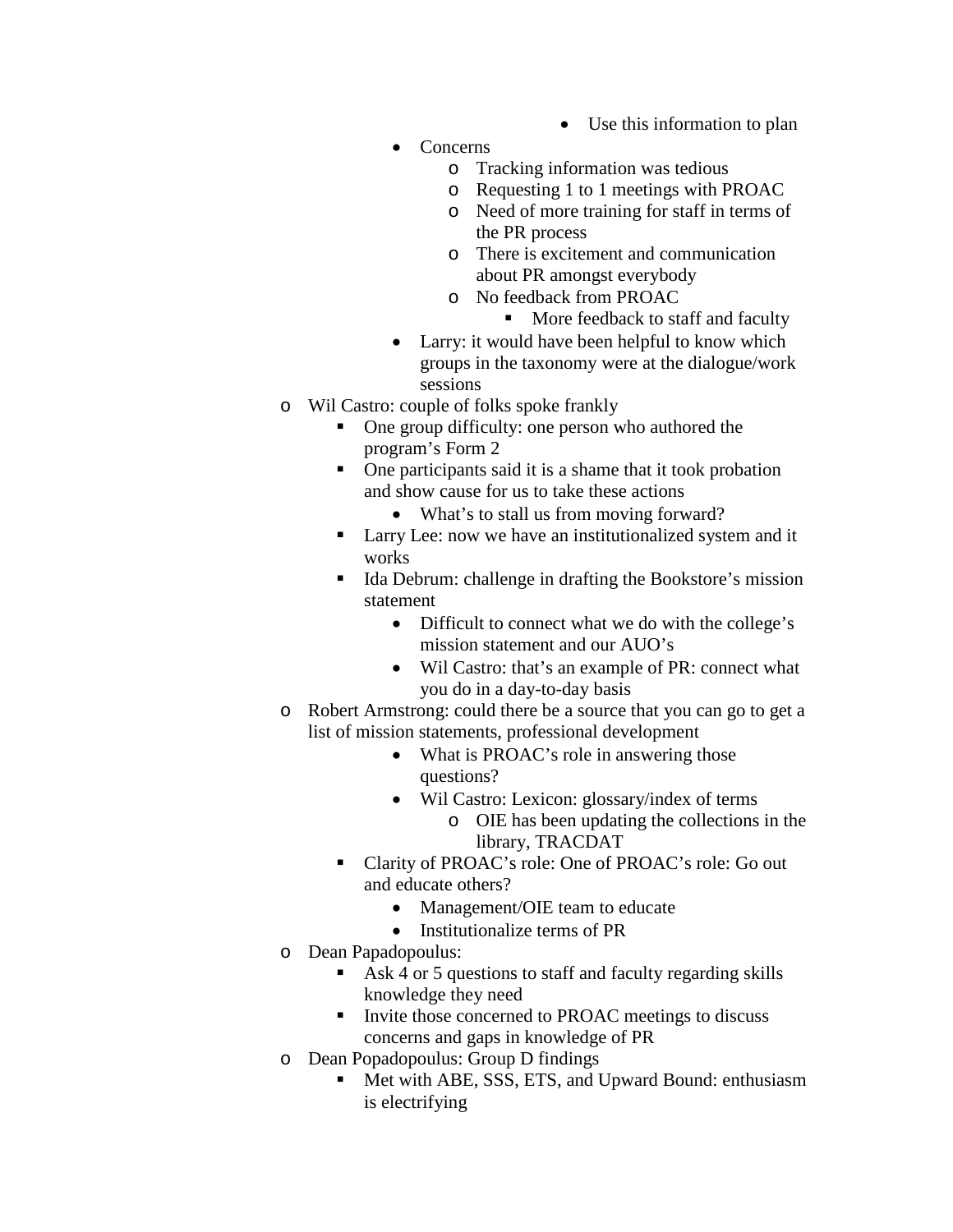- Use this information to plan
        - Concerns
            - Tracking information was tedious
            - Requesting 1 to 1 meetings with PROAC
            - Need of more training for staff in terms of the PR process
            - There is excitement and communication about PR amongst everybody
            - No feedback from PROAC
                - More feedback to staff and faculty
        - Larry: it would have been helpful to know which groups in the taxonomy were at the dialogue/work sessions
- Wil Castro: couple of folks spoke frankly
    - One group difficulty: one person who authored the program's Form 2
    - One participants said it is a shame that it took probation and show cause for us to take these actions
        - What's to stall us from moving forward?
    - Larry Lee: now we have an institutionalized system and it works
    - Ida Debrum: challenge in drafting the Bookstore's mission statement
        - Difficult to connect what we do with the college's mission statement and our AUO's
        - Wil Castro: that's an example of PR: connect what you do in a day-to-day basis
- Robert Armstrong: could there be a source that you can go to get a list of mission statements, professional development
        - What is PROAC's role in answering those questions?
        - Wil Castro: Lexicon: glossary/index of terms
            - OIE has been updating the collections in the library, TRACDAT
    - Clarity of PROAC's role: One of PROAC's role: Go out and educate others?
        - Management/OIE team to educate
        - Institutionalize terms of PR
- Dean Papadopoulus:
    - Ask 4 or 5 questions to staff and faculty regarding skills knowledge they need
    - Invite those concerned to PROAC meetings to discuss concerns and gaps in knowledge of PR
- Dean Popadopoulus: Group D findings
    - Met with ABE, SSS, ETS, and Upward Bound: enthusiasm is electrifying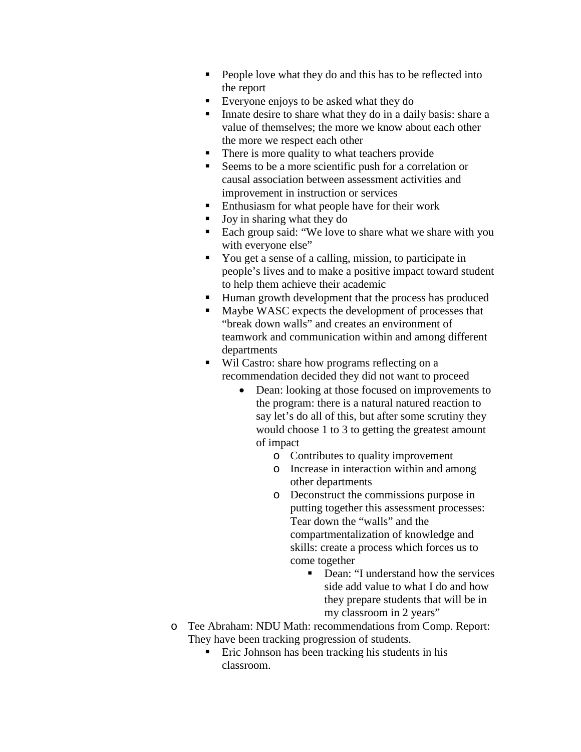- People love what they do and this has to be reflected into the report
        - Everyone enjoys to be asked what they do
        - Innate desire to share what they do in a daily basis: share a value of themselves; the more we know about each other the more we respect each other
        - There is more quality to what teachers provide
        - Seems to be a more scientific push for a correlation or causal association between assessment activities and improvement in instruction or services
        - Enthusiasm for what people have for their work
        - Joy in sharing what they do
        - Each group said: "We love to share what we share with you with everyone else"
        - You get a sense of a calling, mission, to participate in people's lives and to make a positive impact toward student to help them achieve their academic
        - Human growth development that the process has produced
        - Maybe WASC expects the development of processes that "break down walls" and creates an environment of teamwork and communication within and among different departments
        - Wil Castro: share how programs reflecting on a recommendation decided they did not want to proceed
            - Dean: looking at those focused on improvements to the program: there is a natural natured reaction to say let's do all of this, but after some scrutiny they would choose 1 to 3 to getting the greatest amount of impact
                - Contributes to quality improvement
                - Increase in interaction within and among other departments
                - Deconstruct the commissions purpose in putting together this assessment processes: Tear down the "walls" and the compartmentalization of knowledge and skills: create a process which forces us to come together
                    - Dean: "I understand how the services side add value to what I do and how they prepare students that will be in my classroom in 2 years"
    - Tee Abraham: NDU Math: recommendations from Comp. Report: They have been tracking progression of students.
        - Eric Johnson has been tracking his students in his classroom.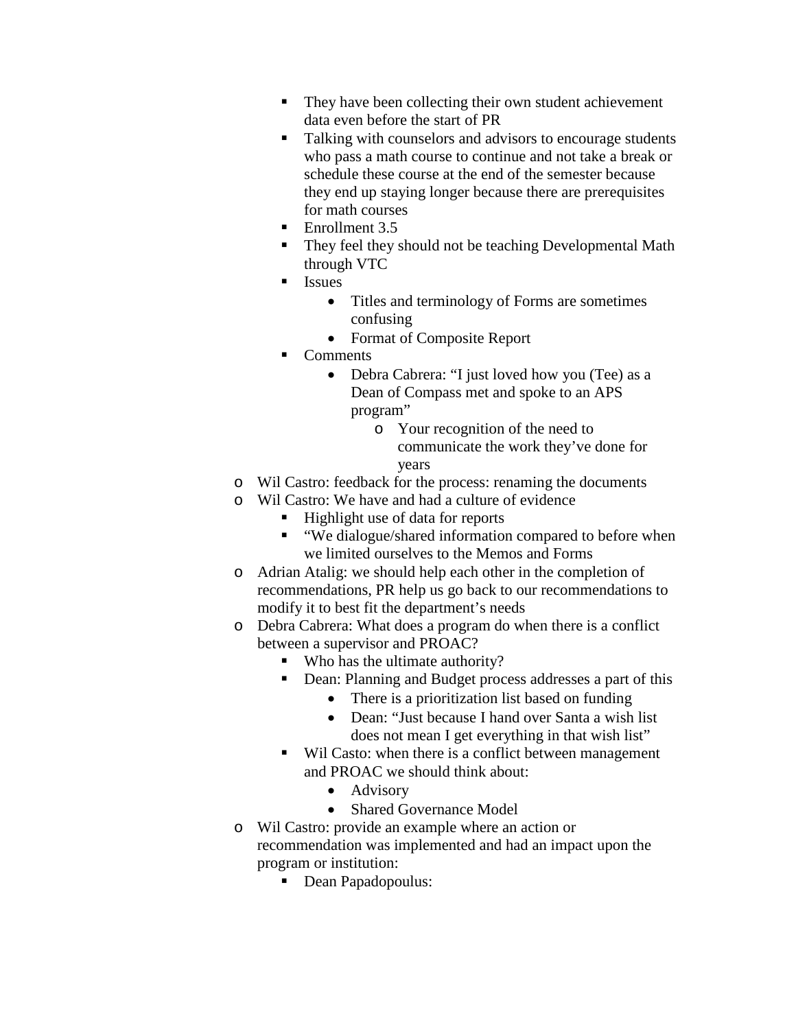- They have been collecting their own student achievement data even before the start of PR
        - Talking with counselors and advisors to encourage students who pass a math course to continue and not take a break or schedule these course at the end of the semester because they end up staying longer because there are prerequisites for math courses
        - Enrollment 3.5
        - They feel they should not be teaching Developmental Math through VTC
        - Issues
            - Titles and terminology of Forms are sometimes confusing
            - Format of Composite Report
        - Comments
            - Debra Cabrera: "I just loved how you (Tee) as a Dean of Compass met and spoke to an APS program"
                - Your recognition of the need to communicate the work they've done for years
    - Wil Castro: feedback for the process: renaming the documents
    - Wil Castro: We have and had a culture of evidence
        - Highlight use of data for reports
        - "We dialogue/shared information compared to before when we limited ourselves to the Memos and Forms
    - Adrian Atalig: we should help each other in the completion of recommendations, PR help us go back to our recommendations to modify it to best fit the department's needs
    - Debra Cabrera: What does a program do when there is a conflict between a supervisor and PROAC?
        - Who has the ultimate authority?
        - Dean: Planning and Budget process addresses a part of this
            - There is a prioritization list based on funding
            - Dean: "Just because I hand over Santa a wish list does not mean I get everything in that wish list"
        - Wil Casto: when there is a conflict between management and PROAC we should think about:
            - Advisory
            - Shared Governance Model
    - Wil Castro: provide an example where an action or recommendation was implemented and had an impact upon the program or institution:
        - Dean Papadopoulus: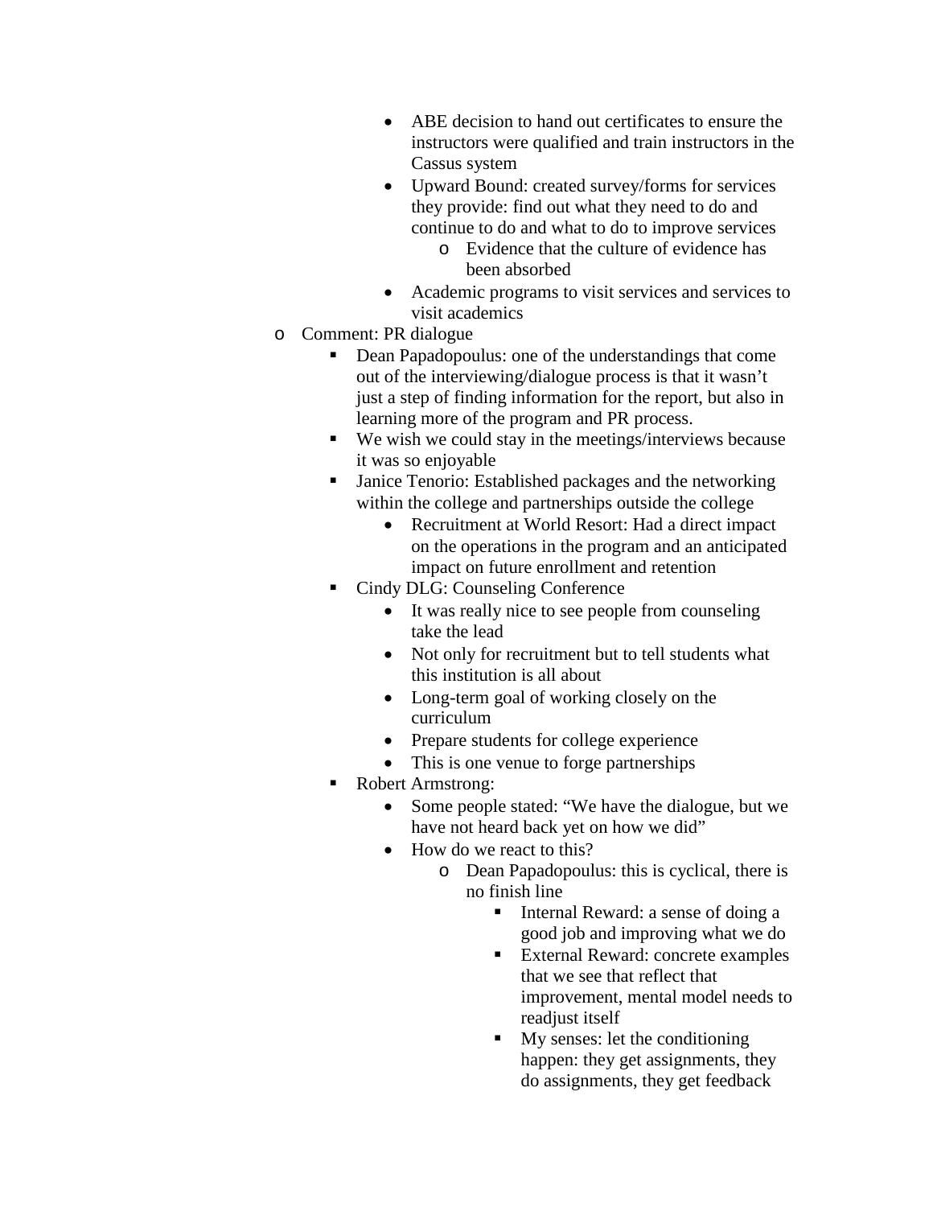- ABE decision to hand out certificates to ensure the instructors were qualified and train instructors in the Cassus system
            - Upward Bound: created survey/forms for services they provide: find out what they need to do and continue to do and what to do to improve services
                - Evidence that the culture of evidence has been absorbed
            - Academic programs to visit services and services to visit academics
    - Comment: PR dialogue
        - Dean Papadopoulus: one of the understandings that come out of the interviewing/dialogue process is that it wasn't just a step of finding information for the report, but also in learning more of the program and PR process.
        - We wish we could stay in the meetings/interviews because it was so enjoyable
        - Janice Tenorio: Established packages and the networking within the college and partnerships outside the college
            - Recruitment at World Resort: Had a direct impact on the operations in the program and an anticipated impact on future enrollment and retention
        - Cindy DLG: Counseling Conference
            - It was really nice to see people from counseling take the lead
            - Not only for recruitment but to tell students what this institution is all about
            - Long-term goal of working closely on the curriculum
            - Prepare students for college experience
            - This is one venue to forge partnerships
        - Robert Armstrong:
            - Some people stated: "We have the dialogue, but we have not heard back yet on how we did"
            - How do we react to this?
                - Dean Papadopoulus: this is cyclical, there is no finish line
                    - Internal Reward: a sense of doing a good job and improving what we do
                    - External Reward: concrete examples that we see that reflect that improvement, mental model needs to readjust itself
                    - My senses: let the conditioning happen: they get assignments, they do assignments, they get feedback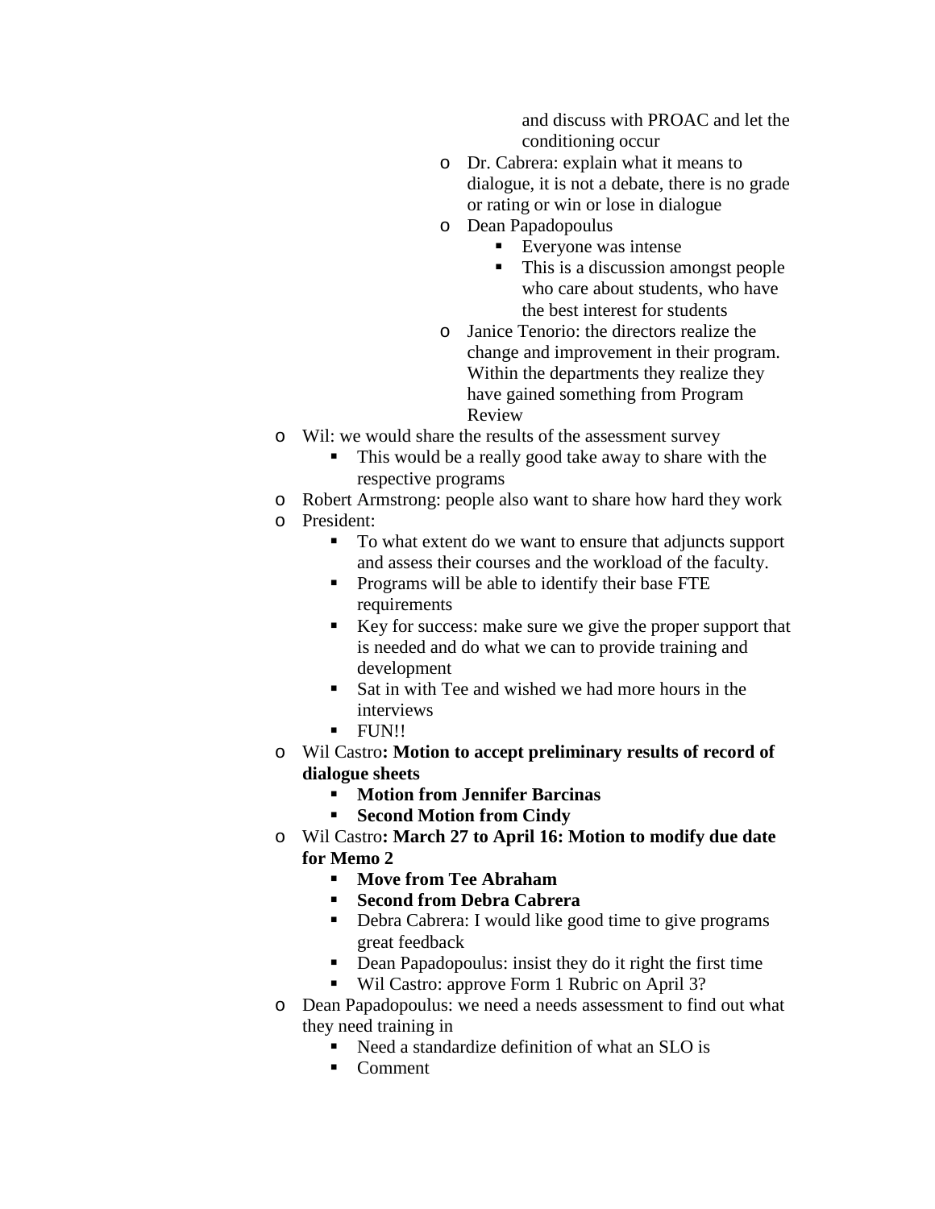- and discuss with PROAC and let the conditioning occur
    - Dr. Cabrera: explain what it means to dialogue, it is not a debate, there is no grade or rating or win or lose in dialogue
    - Dean Papadopoulus
      - Everyone was intense
      - This is a discussion amongst people who care about students, who have the best interest for students
    - Janice Tenorio: the directors realize the change and improvement in their program. Within the departments they realize they have gained something from Program Review
- Wil: we would share the results of the assessment survey
  - This would be a really good take away to share with the respective programs
- Robert Armstrong: people also want to share how hard they work
- President:
  - To what extent do we want to ensure that adjuncts support and assess their courses and the workload of the faculty.
  - Programs will be able to identify their base FTE requirements
  - Key for success: make sure we give the proper support that is needed and do what we can to provide training and development
  - Sat in with Tee and wished we had more hours in the interviews
  - FUN!!
- Wil Castro**: Motion to accept preliminary results of record of dialogue sheets**
  - **Motion from Jennifer Barcinas**
  - **Second Motion from Cindy**
- Wil Castro**: March 27 to April 16: Motion to modify due date for Memo 2**
  - **Move from Tee Abraham**
  - **Second from Debra Cabrera**
  - Debra Cabrera: I would like good time to give programs great feedback
  - Dean Papadopoulus: insist they do it right the first time
  - Wil Castro: approve Form 1 Rubric on April 3?
- Dean Papadopoulus: we need a needs assessment to find out what they need training in
  - Need a standardize definition of what an SLO is
  - Comment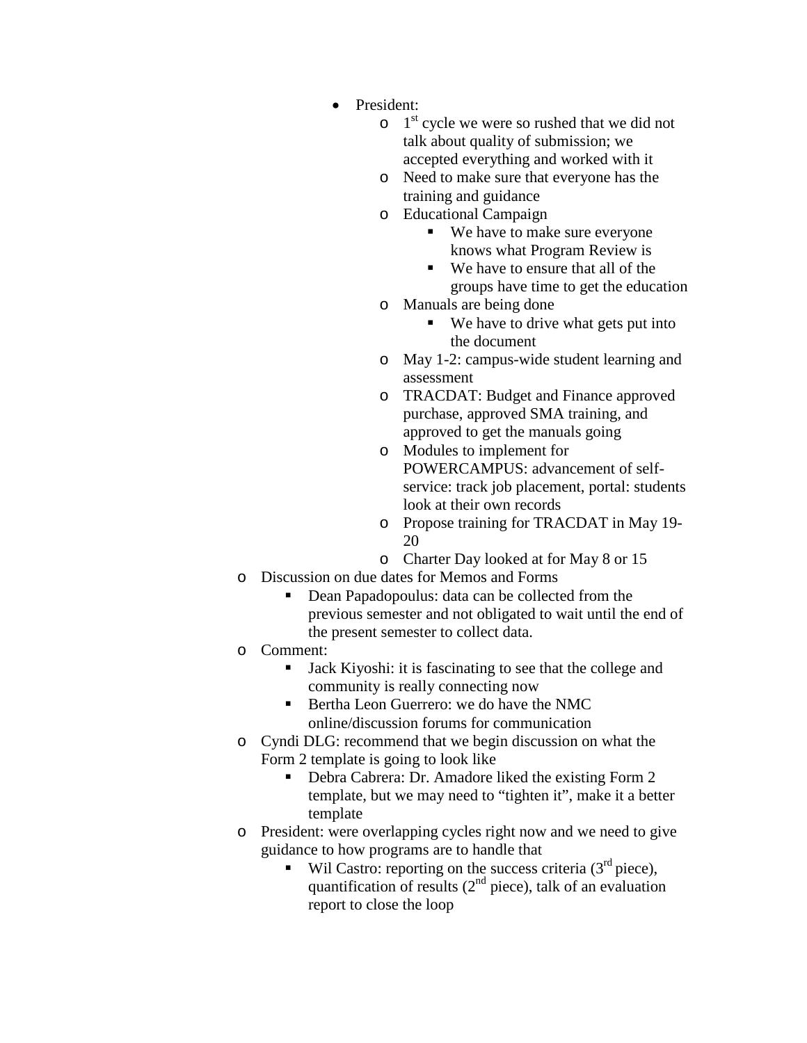- President:
    - 1st cycle we were so rushed that we did not talk about quality of submission; we accepted everything and worked with it
    - Need to make sure that everyone has the training and guidance
    - Educational Campaign
        - We have to make sure everyone knows what Program Review is
        - We have to ensure that all of the groups have time to get the education
    - Manuals are being done
        - We have to drive what gets put into the document
    - May 1-2: campus-wide student learning and assessment
    - TRACDAT: Budget and Finance approved purchase, approved SMA training, and approved to get the manuals going
    - Modules to implement for POWERCAMPUS: advancement of self-service: track job placement, portal: students look at their own records
    - Propose training for TRACDAT in May 19-20
    - Charter Day looked at for May 8 or 15

- Discussion on due dates for Memos and Forms
    - Dean Papadopoulus: data can be collected from the previous semester and not obligated to wait until the end of the present semester to collect data.
- Comment:
    - Jack Kiyoshi: it is fascinating to see that the college and community is really connecting now
    - Bertha Leon Guerrero: we do have the NMC online/discussion forums for communication
- Cyndi DLG: recommend that we begin discussion on what the Form 2 template is going to look like
    - Debra Cabrera: Dr. Amadore liked the existing Form 2 template, but we may need to "tighten it", make it a better template
- President: were overlapping cycles right now and we need to give guidance to how programs are to handle that
    - Wil Castro: reporting on the success criteria (3rd piece), quantification of results (2nd piece), talk of an evaluation report to close the loop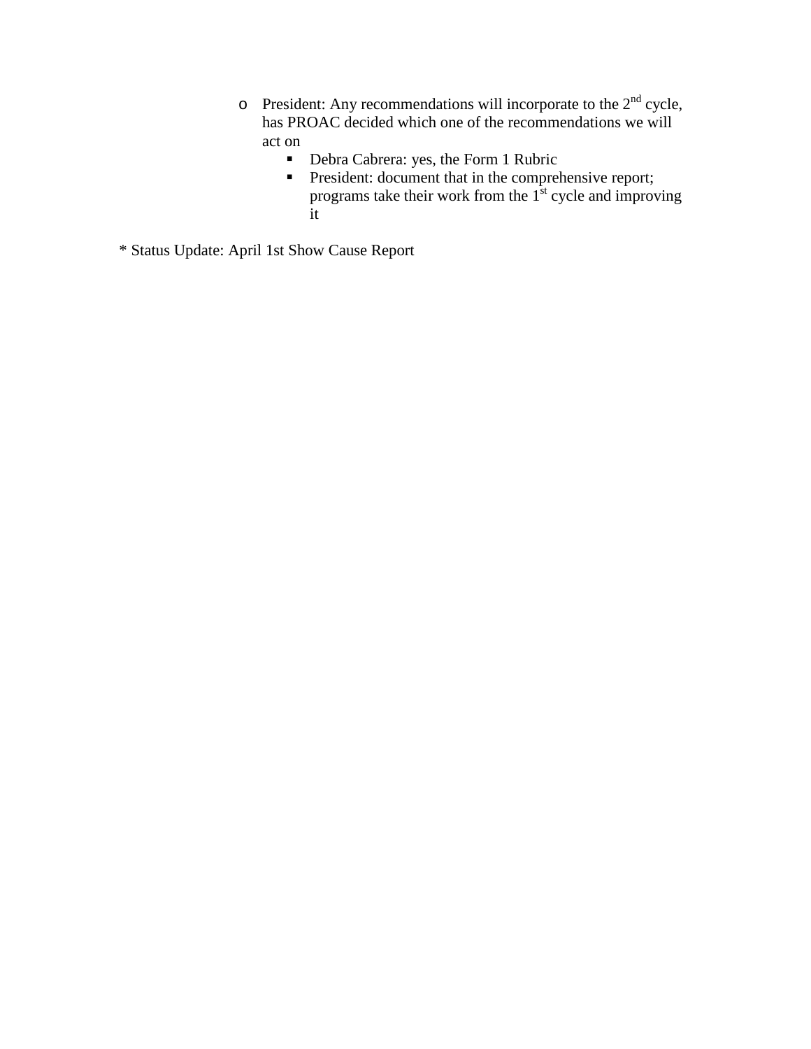- President: Any recommendations will incorporate to the 2nd cycle, has PROAC decided which one of the recommendations we will act on
  - Debra Cabrera: yes, the Form 1 Rubric
  - President: document that in the comprehensive report; programs take their work from the 1st cycle and improving it

* Status Update: April 1st Show Cause Report